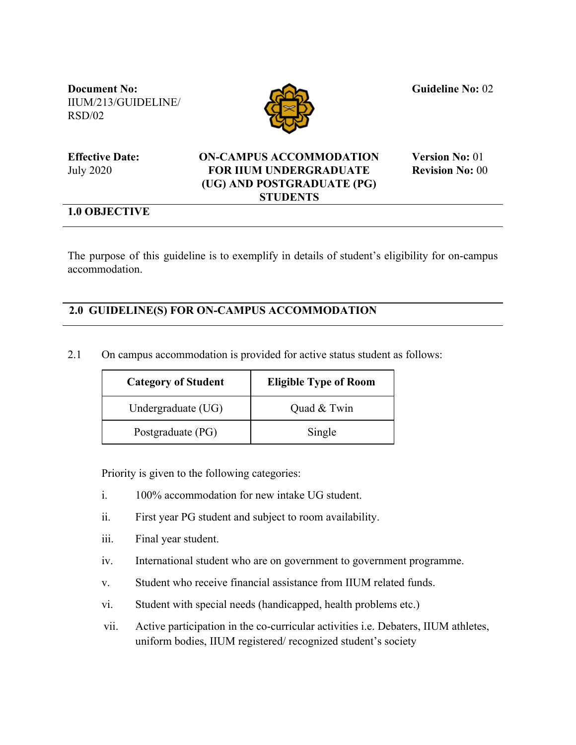**Document No:** IIUM/213/GUIDELINE/RSD/02

**Guideline No:** 02

**Effective Date:** July 2020

# ON-CAMPUS ACCOMMODATION FOR IIUM UNDERGRADUATE (UG) AND POSTGRADUATE (PG) STUDENTS

**Version No:** 01
**Revision No:** 00

## 1.0 OBJECTIVE

The purpose of this guideline is to exemplify in details of student's eligibility for on-campus accommodation.

## 2.0 GUIDELINE(S) FOR ON-CAMPUS ACCOMMODATION

2.1 On campus accommodation is provided for active status student as follows:

| Category of Student | Eligible Type of Room |
|---|---|
| Undergraduate (UG) | Quad & Twin |
| Postgraduate (PG) | Single |

Priority is given to the following categories:

i. 100% accommodation for new intake UG student.

ii. First year PG student and subject to room availability.

iii. Final year student.

iv. International student who are on government to government programme.

v. Student who receive financial assistance from IIUM related funds.

vi. Student with special needs (handicapped, health problems etc.)

vii. Active participation in the co-curricular activities i.e. Debaters, IIUM athletes, uniform bodies, IIUM registered/ recognized student's society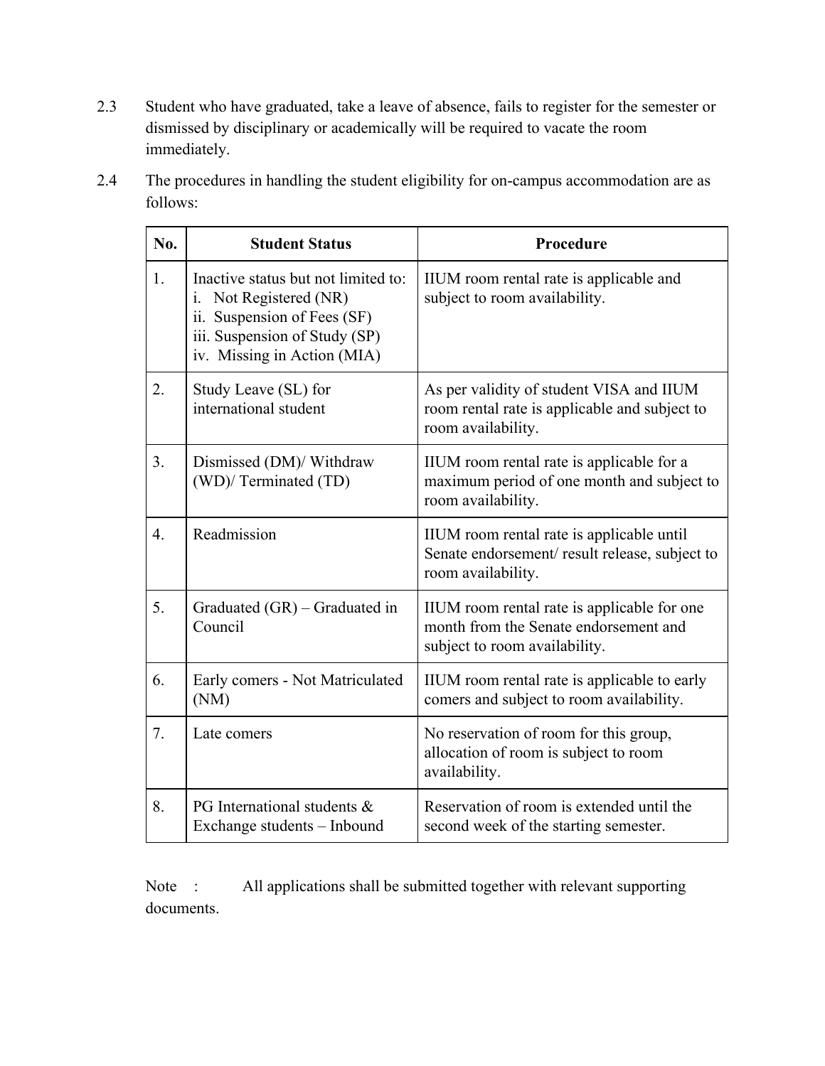2.3 Student who have graduated, take a leave of absence, fails to register for the semester or dismissed by disciplinary or academically will be required to vacate the room immediately.

2.4 The procedures in handling the student eligibility for on-campus accommodation are as follows:

| No. | Student Status | Procedure |
|---|---|---|
| 1. | Inactive status but not limited to:<br>i. Not Registered (NR)<br>ii. Suspension of Fees (SF)<br>iii. Suspension of Study (SP)<br>iv. Missing in Action (MIA) | IIUM room rental rate is applicable and subject to room availability. |
| 2. | Study Leave (SL) for international student | As per validity of student VISA and IIUM room rental rate is applicable and subject to room availability. |
| 3. | Dismissed (DM)/ Withdraw (WD)/ Terminated (TD) | IIUM room rental rate is applicable for a maximum period of one month and subject to room availability. |
| 4. | Readmission | IIUM room rental rate is applicable until Senate endorsement/ result release, subject to room availability. |
| 5. | Graduated (GR) – Graduated in Council | IIUM room rental rate is applicable for one month from the Senate endorsement and subject to room availability. |
| 6. | Early comers - Not Matriculated (NM) | IIUM room rental rate is applicable to early comers and subject to room availability. |
| 7. | Late comers | No reservation of room for this group, allocation of room is subject to room availability. |
| 8. | PG International students & Exchange students – Inbound | Reservation of room is extended until the second week of the starting semester. |

Note : All applications shall be submitted together with relevant supporting documents.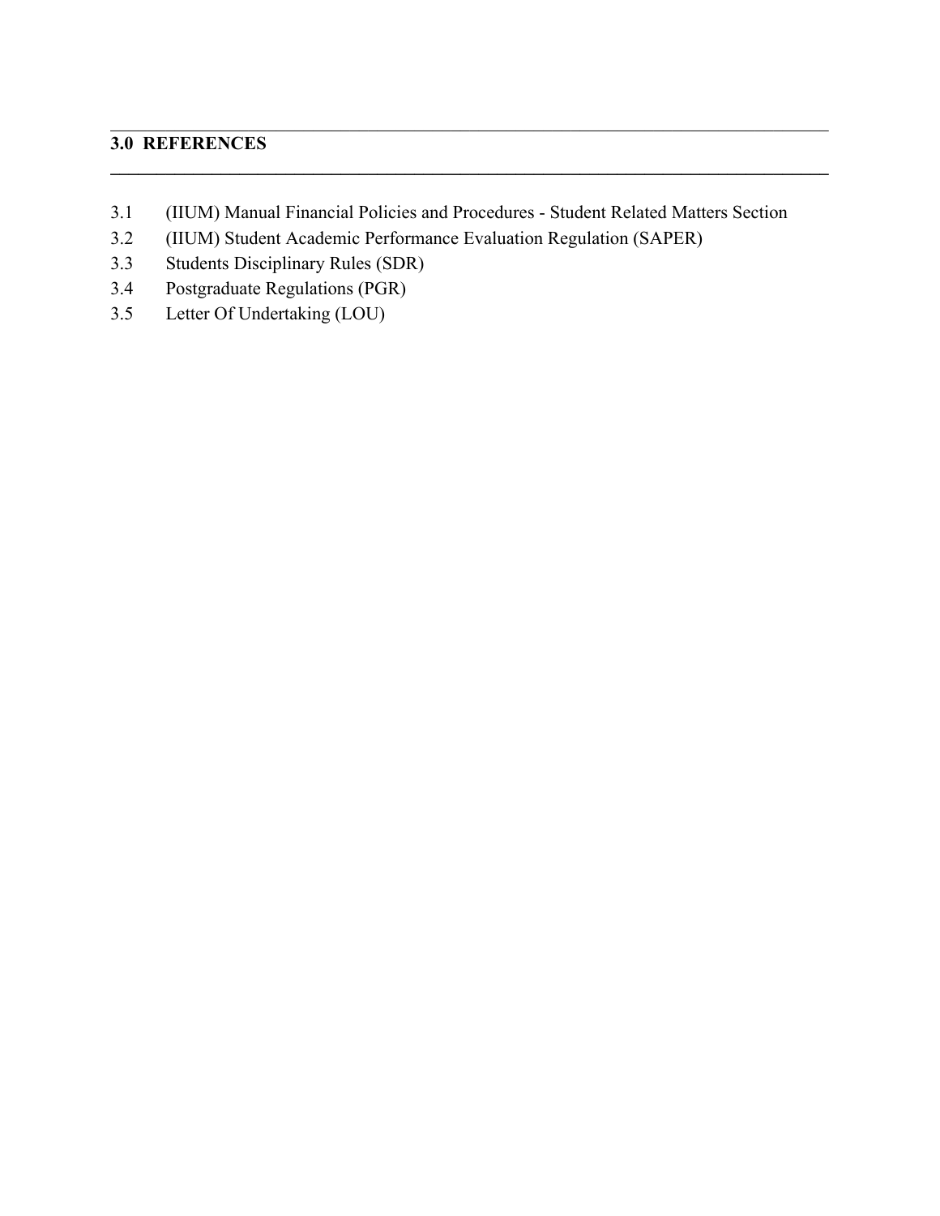## 3.0 REFERENCES

3.1 (IIUM) Manual Financial Policies and Procedures - Student Related Matters Section
3.2 (IIUM) Student Academic Performance Evaluation Regulation (SAPER)
3.3 Students Disciplinary Rules (SDR)
3.4 Postgraduate Regulations (PGR)
3.5 Letter Of Undertaking (LOU)